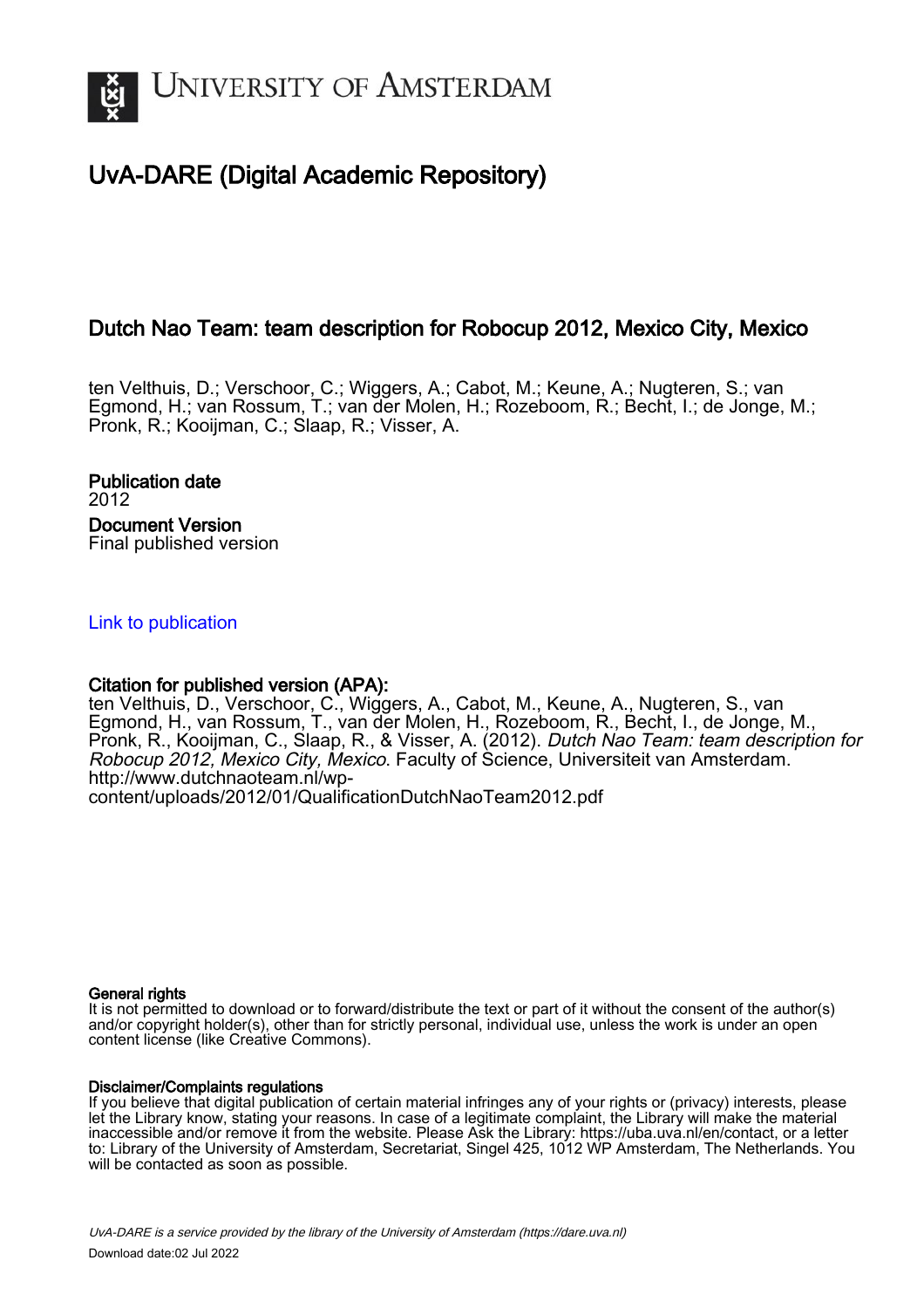# UvA-DARE (Digital Academic Repository)

## Dutch Nao Team: team description for Robocup 2012, Mexico City, Mexico

ten Velthuis, D.; Verschoor, C.; Wiggers, A.; Cabot, M.; Keune, A.; Nugteren, S.; van Egmond, H.; van Rossum, T.; van der Molen, H.; Rozeboom, R.; Becht, I.; de Jonge, M.; Pronk, R.; Kooijman, C.; Slaap, R.; Visser, A.

**Publication date**
2012

**Document Version**
Final published version

[Link to publication](#)

**Citation for published version (APA):**
ten Velthuis, D., Verschoor, C., Wiggers, A., Cabot, M., Keune, A., Nugteren, S., van Egmond, H., van Rossum, T., van der Molen, H., Rozeboom, R., Becht, I., de Jonge, M., Pronk, R., Kooijman, C., Slaap, R., & Visser, A. (2012). *Dutch Nao Team: team description for Robocup 2012, Mexico City, Mexico*. Faculty of Science, Universiteit van Amsterdam. http://www.dutchnaoteam.nl/wp-content/uploads/2012/01/QualificationDutchNaoTeam2012.pdf

**General rights**
It is not permitted to download or to forward/distribute the text or part of it without the consent of the author(s) and/or copyright holder(s), other than for strictly personal, individual use, unless the work is under an open content license (like Creative Commons).

**Disclaimer/Complaints regulations**
If you believe that digital publication of certain material infringes any of your rights or (privacy) interests, please let the Library know, stating your reasons. In case of a legitimate complaint, the Library will make the material inaccessible and/or remove it from the website. Please Ask the Library: https://uba.uva.nl/en/contact, or a letter to: Library of the University of Amsterdam, Secretariat, Singel 425, 1012 WP Amsterdam, The Netherlands. You will be contacted as soon as possible.

*UvA-DARE is a service provided by the library of the University of Amsterdam (https://dare.uva.nl)*
Download date:02 Jul 2022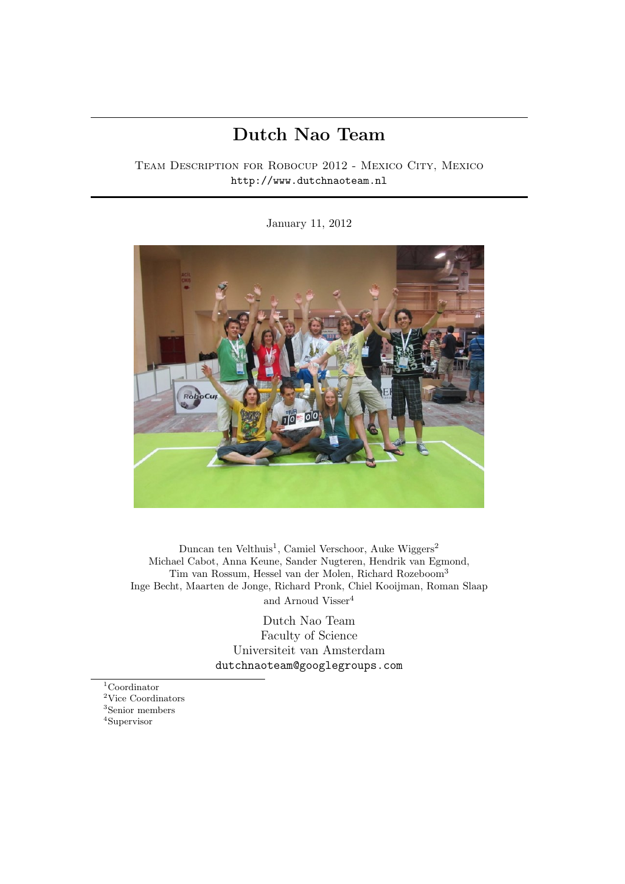# Dutch Nao Team

Team Description for Robocup 2012 - Mexico City, Mexico
http://www.dutchnaoteam.nl

January 11, 2012

Duncan ten Velthuis[1], Camiel Verschoor, Auke Wiggers[2]
Michael Cabot, Anna Keune, Sander Nugteren, Hendrik van Egmond,
Tim van Rossum, Hessel van der Molen, Richard Rozeboom[3]
Inge Becht, Maarten de Jonge, Richard Pronk, Chiel Kooijman, Roman Slaap
and Arnoud Visser[4]

Dutch Nao Team
Faculty of Science
Universiteit van Amsterdam
dutchnaoteam@googlegroups.com

[1] Coordinator
[2] Vice Coordinators
[3] Senior members
[4] Supervisor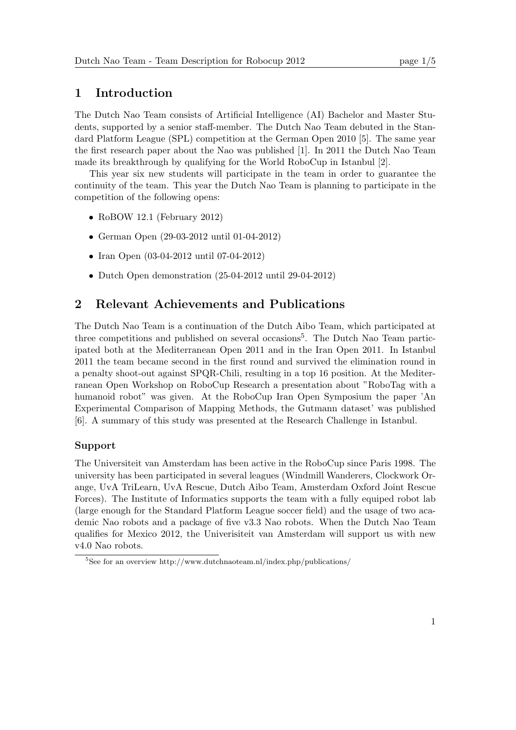# 1 Introduction

The Dutch Nao Team consists of Artificial Intelligence (AI) Bachelor and Master Students, supported by a senior staff-member. The Dutch Nao Team debuted in the Standard Platform League (SPL) competition at the German Open 2010 [5]. The same year the first research paper about the Nao was published [1]. In 2011 the Dutch Nao Team made its breakthrough by qualifying for the World RoboCup in Istanbul [2].

This year six new students will participate in the team in order to guarantee the continuity of the team. This year the Dutch Nao Team is planning to participate in the competition of the following opens:

- RoBOW 12.1 (February 2012)
- German Open (29-03-2012 until 01-04-2012)
- Iran Open (03-04-2012 until 07-04-2012)
- Dutch Open demonstration (25-04-2012 until 29-04-2012)

# 2 Relevant Achievements and Publications

The Dutch Nao Team is a continuation of the Dutch Aibo Team, which participated at three competitions and published on several occasions[5]. The Dutch Nao Team participated both at the Mediterranean Open 2011 and in the Iran Open 2011. In Istanbul 2011 the team became second in the first round and survived the elimination round in a penalty shoot-out against SPQR-Chili, resulting in a top 16 position. At the Mediterranean Open Workshop on RoboCup Research a presentation about "RoboTag with a humanoid robot" was given. At the RoboCup Iran Open Symposium the paper 'An Experimental Comparison of Mapping Methods, the Gutmann dataset' was published [6]. A summary of this study was presented at the Research Challenge in Istanbul.

### Support

The Universiteit van Amsterdam has been active in the RoboCup since Paris 1998. The university has been participated in several leagues (Windmill Wanderers, Clockwork Orange, UvA TriLearn, UvA Rescue, Dutch Aibo Team, Amsterdam Oxford Joint Rescue Forces). The Institute of Informatics supports the team with a fully equiped robot lab (large enough for the Standard Platform League soccer field) and the usage of two academic Nao robots and a package of five v3.3 Nao robots. When the Dutch Nao Team qualifies for Mexico 2012, the Univerisiteit van Amsterdam will support us with new v4.0 Nao robots.

[5] See for an overview http://www.dutchnaoteam.nl/index.php/publications/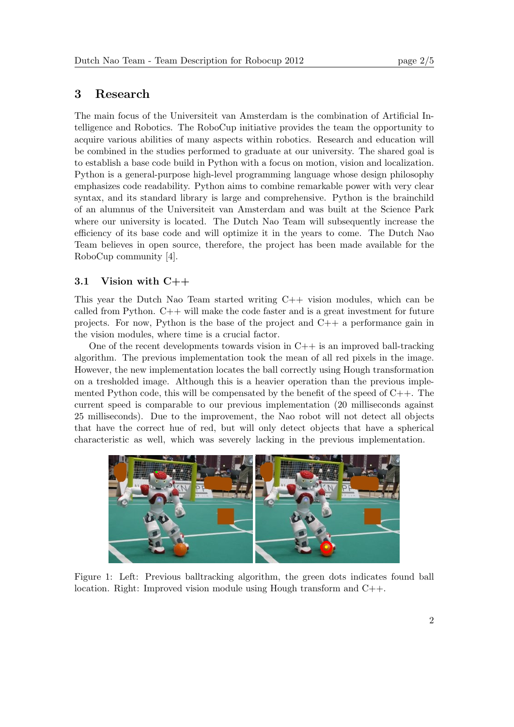## 3 Research

The main focus of the Universiteit van Amsterdam is the combination of Artificial Intelligence and Robotics. The RoboCup initiative provides the team the opportunity to acquire various abilities of many aspects within robotics. Research and education will be combined in the studies performed to graduate at our university. The shared goal is to establish a base code build in Python with a focus on motion, vision and localization. Python is a general-purpose high-level programming language whose design philosophy emphasizes code readability. Python aims to combine remarkable power with very clear syntax, and its standard library is large and comprehensive. Python is the brainchild of an alumnus of the Universiteit van Amsterdam and was built at the Science Park where our university is located. The Dutch Nao Team will subsequently increase the efficiency of its base code and will optimize it in the years to come. The Dutch Nao Team believes in open source, therefore, the project has been made available for the RoboCup community [4].

### 3.1 Vision with C++

This year the Dutch Nao Team started writing C++ vision modules, which can be called from Python. C++ will make the code faster and is a great investment for future projects. For now, Python is the base of the project and C++ a performance gain in the vision modules, where time is a crucial factor.

One of the recent developments towards vision in C++ is an improved ball-tracking algorithm. The previous implementation took the mean of all red pixels in the image. However, the new implementation locates the ball correctly using Hough transformation on a tresholded image. Although this is a heavier operation than the previous implemented Python code, this will be compensated by the benefit of the speed of C++. The current speed is comparable to our previous implementation (20 milliseconds against 25 milliseconds). Due to the improvement, the Nao robot will not detect all objects that have the correct hue of red, but will only detect objects that have a spherical characteristic as well, which was severely lacking in the previous implementation.

Figure 1: Left: Previous balltracking algorithm, the green dots indicates found ball location. Right: Improved vision module using Hough transform and C++.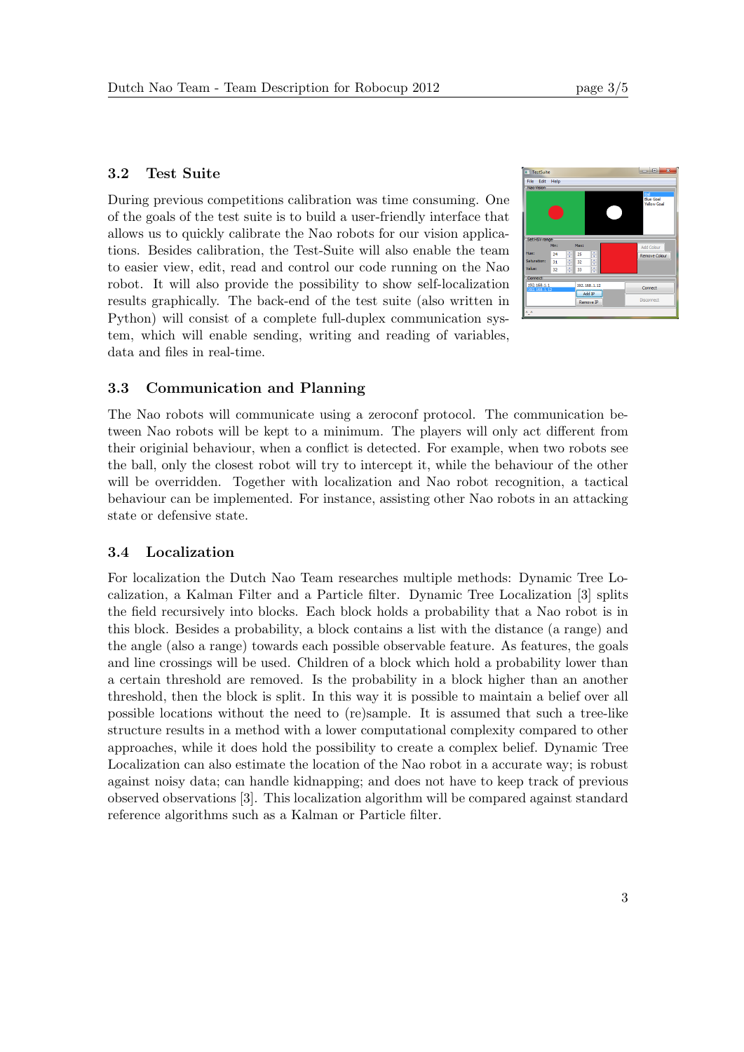### 3.2 Test Suite

During previous competitions calibration was time consuming. One of the goals of the test suite is to build a user-friendly interface that allows us to quickly calibrate the Nao robots for our vision applications. Besides calibration, the Test-Suite will also enable the team to easier view, edit, read and control our code running on the Nao robot. It will also provide the possibility to show self-localization results graphically. The back-end of the test suite (also written in Python) will consist of a complete full-duplex communication system, which will enable sending, writing and reading of variables, data and files in real-time.

### 3.3 Communication and Planning

The Nao robots will communicate using a zeroconf protocol. The communication between Nao robots will be kept to a minimum. The players will only act different from their originial behaviour, when a conflict is detected. For example, when two robots see the ball, only the closest robot will try to intercept it, while the behaviour of the other will be overridden. Together with localization and Nao robot recognition, a tactical behaviour can be implemented. For instance, assisting other Nao robots in an attacking state or defensive state.

### 3.4 Localization

For localization the Dutch Nao Team researches multiple methods: Dynamic Tree Localization, a Kalman Filter and a Particle filter. Dynamic Tree Localization [3] splits the field recursively into blocks. Each block holds a probability that a Nao robot is in this block. Besides a probability, a block contains a list with the distance (a range) and the angle (also a range) towards each possible observable feature. As features, the goals and line crossings will be used. Children of a block which hold a probability lower than a certain threshold are removed. Is the probability in a block higher than an another threshold, then the block is split. In this way it is possible to maintain a belief over all possible locations without the need to (re)sample. It is assumed that such a tree-like structure results in a method with a lower computational complexity compared to other approaches, while it does hold the possibility to create a complex belief. Dynamic Tree Localization can also estimate the location of the Nao robot in a accurate way; is robust against noisy data; can handle kidnapping; and does not have to keep track of previous observed observations [3]. This localization algorithm will be compared against standard reference algorithms such as a Kalman or Particle filter.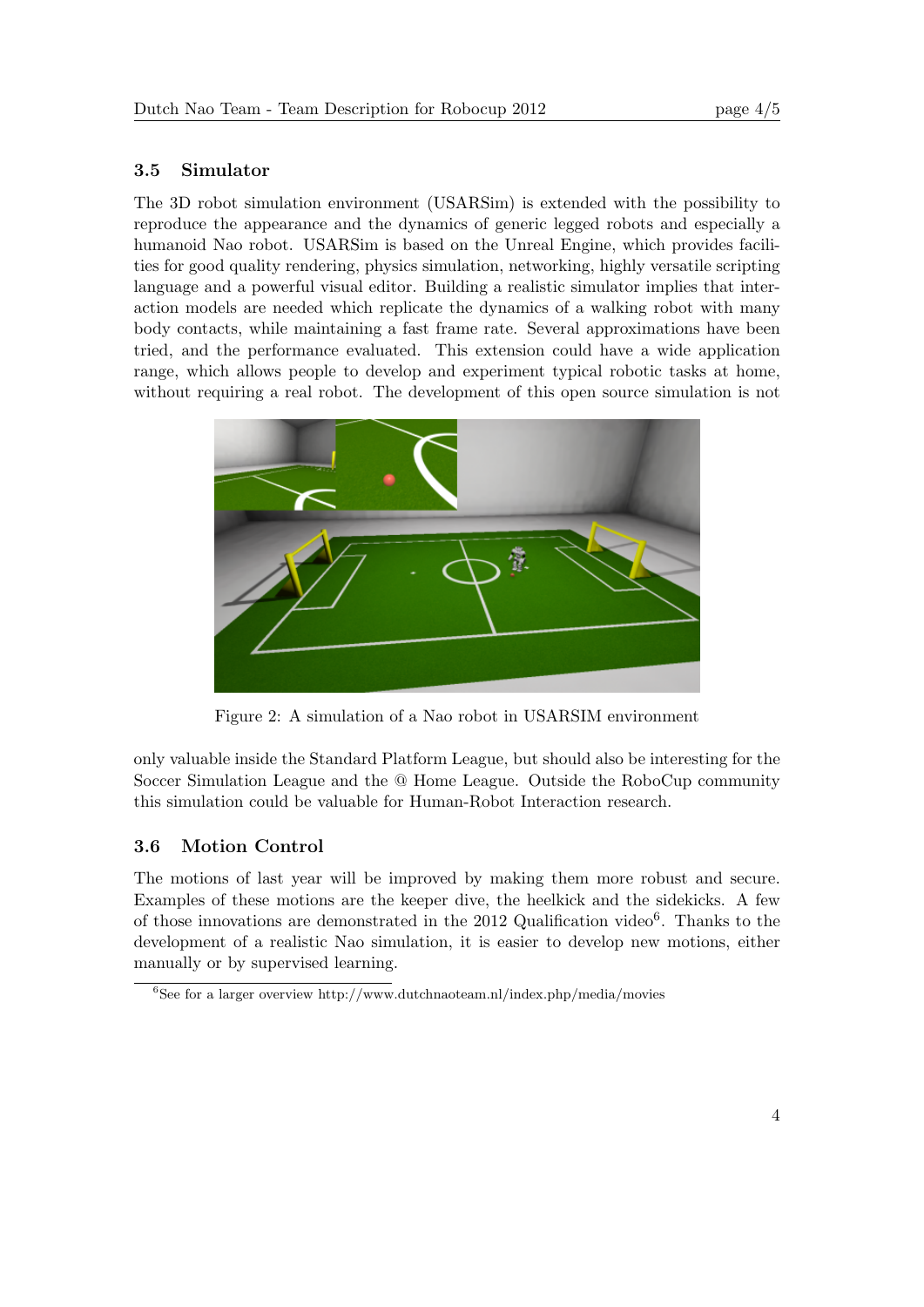### 3.5 Simulator

The 3D robot simulation environment (USARSim) is extended with the possibility to reproduce the appearance and the dynamics of generic legged robots and especially a humanoid Nao robot. USARSim is based on the Unreal Engine, which provides facilities for good quality rendering, physics simulation, networking, highly versatile scripting language and a powerful visual editor. Building a realistic simulator implies that interaction models are needed which replicate the dynamics of a walking robot with many body contacts, while maintaining a fast frame rate. Several approximations have been tried, and the performance evaluated. This extension could have a wide application range, which allows people to develop and experiment typical robotic tasks at home, without requiring a real robot. The development of this open source simulation is not only valuable inside the Standard Platform League, but should also be interesting for the Soccer Simulation League and the @ Home League. Outside the RoboCup community this simulation could be valuable for Human-Robot Interaction research.

Figure 2: A simulation of a Nao robot in USARSIM environment

### 3.6 Motion Control

The motions of last year will be improved by making them more robust and secure. Examples of these motions are the keeper dive, the heelkick and the sidekicks. A few of those innovations are demonstrated in the 2012 Qualification video[6]. Thanks to the development of a realistic Nao simulation, it is easier to develop new motions, either manually or by supervised learning.

[6] See for a larger overview http://www.dutchnaoteam.nl/index.php/media/movies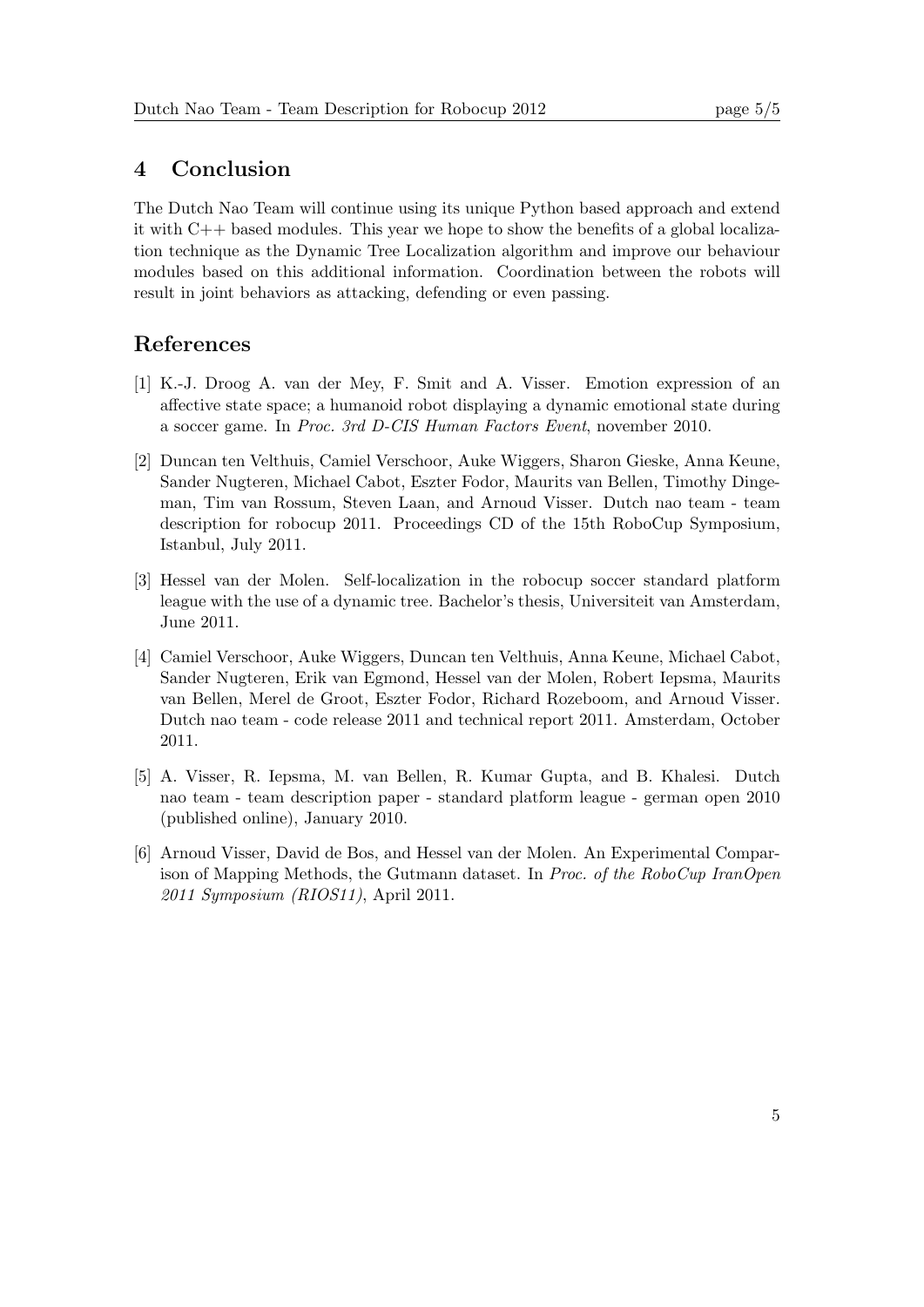## 4 Conclusion

The Dutch Nao Team will continue using its unique Python based approach and extend it with C++ based modules. This year we hope to show the benefits of a global localization technique as the Dynamic Tree Localization algorithm and improve our behaviour modules based on this additional information. Coordination between the robots will result in joint behaviors as attacking, defending or even passing.

## References

[1] K.-J. Droog A. van der Mey, F. Smit and A. Visser. Emotion expression of an affective state space; a humanoid robot displaying a dynamic emotional state during a soccer game. In *Proc. 3rd D-CIS Human Factors Event*, november 2010.

[2] Duncan ten Velthuis, Camiel Verschoor, Auke Wiggers, Sharon Gieske, Anna Keune, Sander Nugteren, Michael Cabot, Eszter Fodor, Maurits van Bellen, Timothy Dingeman, Tim van Rossum, Steven Laan, and Arnoud Visser. Dutch nao team - team description for robocup 2011. Proceedings CD of the 15th RoboCup Symposium, Istanbul, July 2011.

[3] Hessel van der Molen. Self-localization in the robocup soccer standard platform league with the use of a dynamic tree. Bachelor's thesis, Universiteit van Amsterdam, June 2011.

[4] Camiel Verschoor, Auke Wiggers, Duncan ten Velthuis, Anna Keune, Michael Cabot, Sander Nugteren, Erik van Egmond, Hessel van der Molen, Robert Iepsma, Maurits van Bellen, Merel de Groot, Eszter Fodor, Richard Rozeboom, and Arnoud Visser. Dutch nao team - code release 2011 and technical report 2011. Amsterdam, October 2011.

[5] A. Visser, R. Iepsma, M. van Bellen, R. Kumar Gupta, and B. Khalesi. Dutch nao team - team description paper - standard platform league - german open 2010 (published online), January 2010.

[6] Arnoud Visser, David de Bos, and Hessel van der Molen. An Experimental Comparison of Mapping Methods, the Gutmann dataset. In *Proc. of the RoboCup IranOpen 2011 Symposium (RIOS11)*, April 2011.